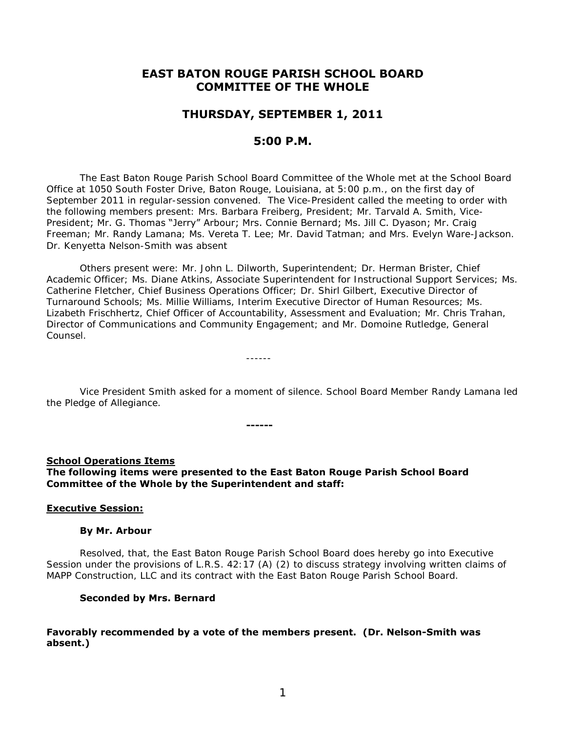# EAST BATON ROUGE PARISH SCHOOL BOARD COMMITTEE OF THE WHOLE

## THURSDAY, SEPTEMBER 1, 2011

## 5:00 P.M.

The East Baton Rouge Parish School Board Committee of the Whole met at the School Board Office at 1050 South Foster Drive, Baton Rouge, Louisiana, at 5:00 p.m., on the first day of September 2011 in regular-session convened. The Vice-President called the meeting to order with the following members present: Mrs. Barbara Freiberg, President; Mr. Tarvald A. Smith, Vice-President; Mr. G. Thomas "Jerry" Arbour; Mrs. Connie Bernard; Ms. Jill C. Dyason; Mr. Craig Freeman; Mr. Randy Lamana; Ms. Vereta T. Lee; Mr. David Tatman; and Mrs. Evelyn Ware-Jackson. Dr. Kenyetta Nelson-Smith was absent

Others present were: Mr. John L. Dilworth, Superintendent; Dr. Herman Brister, Chief Academic Officer; Ms. Diane Atkins, Associate Superintendent for Instructional Support Services; Ms. Catherine Fletcher, Chief Business Operations Officer; Dr. Shirl Gilbert, Executive Director of Turnaround Schools; Ms. Millie Williams, Interim Executive Director of Human Resources; Ms. Lizabeth Frischhertz, Chief Officer of Accountability, Assessment and Evaluation; Mr. Chris Trahan, Director of Communications and Community Engagement; and Mr. Domoine Rutledge, General Counsel.

------

Vice President Smith asked for a moment of silence. School Board Member Randy Lamana led the Pledge of Allegiance.

**------**

**School Operations Items**

**The following items were presented to the East Baton Rouge Parish School Board Committee of the Whole by the Superintendent and staff:**

**Executive Session:**

**By Mr. Arbour**

Resolved, that, the East Baton Rouge Parish School Board does hereby go into Executive Session under the provisions of L.R.S. 42:17 (A) (2) to discuss strategy involving written claims of MAPP Construction, LLC and its contract with the East Baton Rouge Parish School Board.

**Seconded by Mrs. Bernard**

**Favorably recommended by a vote of the members present. (Dr. Nelson-Smith was absent.)**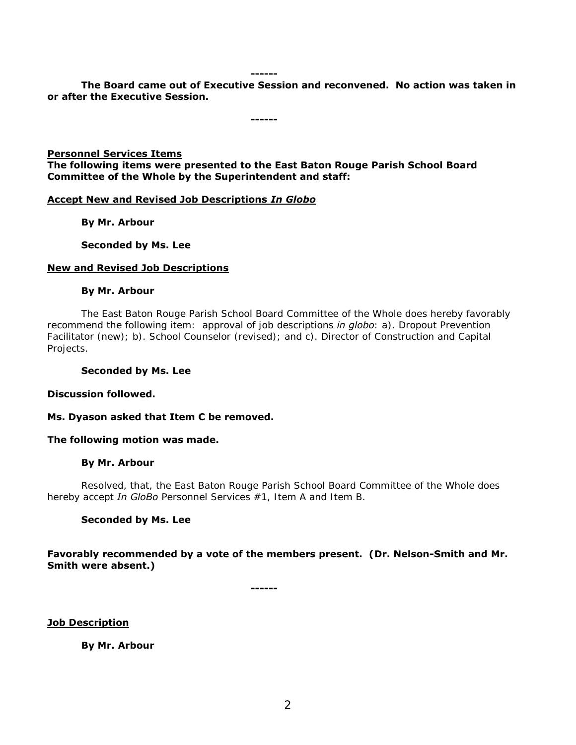------

**The Board came out of Executive Session and reconvened. No action was taken in or after the Executive Session.**

------

**Personnel Services Items**

**The following items were presented to the East Baton Rouge Parish School Board Committee of the Whole by the Superintendent and staff:**

**Accept New and Revised Job Descriptions *In Globo***

**By Mr. Arbour**

**Seconded by Ms. Lee**

**New and Revised Job Descriptions**

**By Mr. Arbour**

The East Baton Rouge Parish School Board Committee of the Whole does hereby favorably recommend the following item: approval of job descriptions *in globo*: a). Dropout Prevention Facilitator (new); b). School Counselor (revised); and c). Director of Construction and Capital Projects.

**Seconded by Ms. Lee**

**Discussion followed.**

**Ms. Dyason asked that Item C be removed.**

**The following motion was made.**

**By Mr. Arbour**

Resolved, that, the East Baton Rouge Parish School Board Committee of the Whole does hereby accept *In GloBo* Personnel Services #1, Item A and Item B.

**Seconded by Ms. Lee**

**Favorably recommended by a vote of the members present. (Dr. Nelson-Smith and Mr. Smith were absent.)**

------

**Job Description**

**By Mr. Arbour**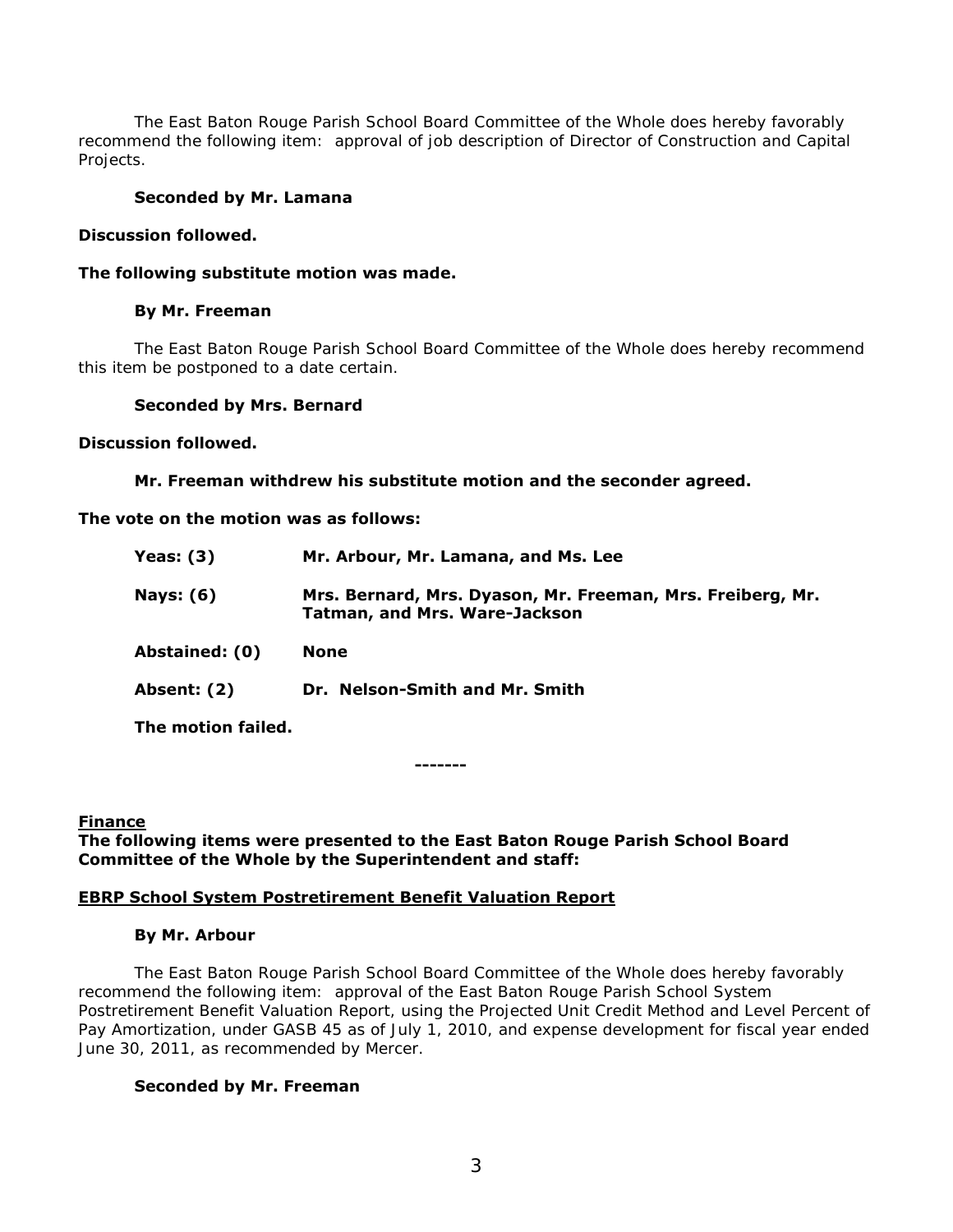The East Baton Rouge Parish School Board Committee of the Whole does hereby favorably recommend the following item: approval of job description of Director of Construction and Capital Projects.

**Seconded by Mr. Lamana**

**Discussion followed.**

**The following substitute motion was made.**

**By Mr. Freeman**

The East Baton Rouge Parish School Board Committee of the Whole does hereby recommend this item be postponed to a date certain.

**Seconded by Mrs. Bernard**

**Discussion followed.**

**Mr. Freeman withdrew his substitute motion and the seconder agreed.**

**The vote on the motion was as follows:**

| | |
|---|---|
| **Yeas: (3)** | **Mr. Arbour, Mr. Lamana, and Ms. Lee** |
| **Nays: (6)** | **Mrs. Bernard, Mrs. Dyason, Mr. Freeman, Mrs. Freiberg, Mr. Tatman, and Mrs. Ware-Jackson** |
| **Abstained: (0)** | **None** |
| **Absent: (2)** | **Dr. Nelson-Smith and Mr. Smith** |

**The motion failed.**

-------

**Finance**

**The following items were presented to the East Baton Rouge Parish School Board Committee of the Whole by the Superintendent and staff:**

**EBRP School System Postretirement Benefit Valuation Report**

**By Mr. Arbour**

The East Baton Rouge Parish School Board Committee of the Whole does hereby favorably recommend the following item: approval of the East Baton Rouge Parish School System Postretirement Benefit Valuation Report, using the Projected Unit Credit Method and Level Percent of Pay Amortization, under GASB 45 as of July 1, 2010, and expense development for fiscal year ended June 30, 2011, as recommended by Mercer.

**Seconded by Mr. Freeman**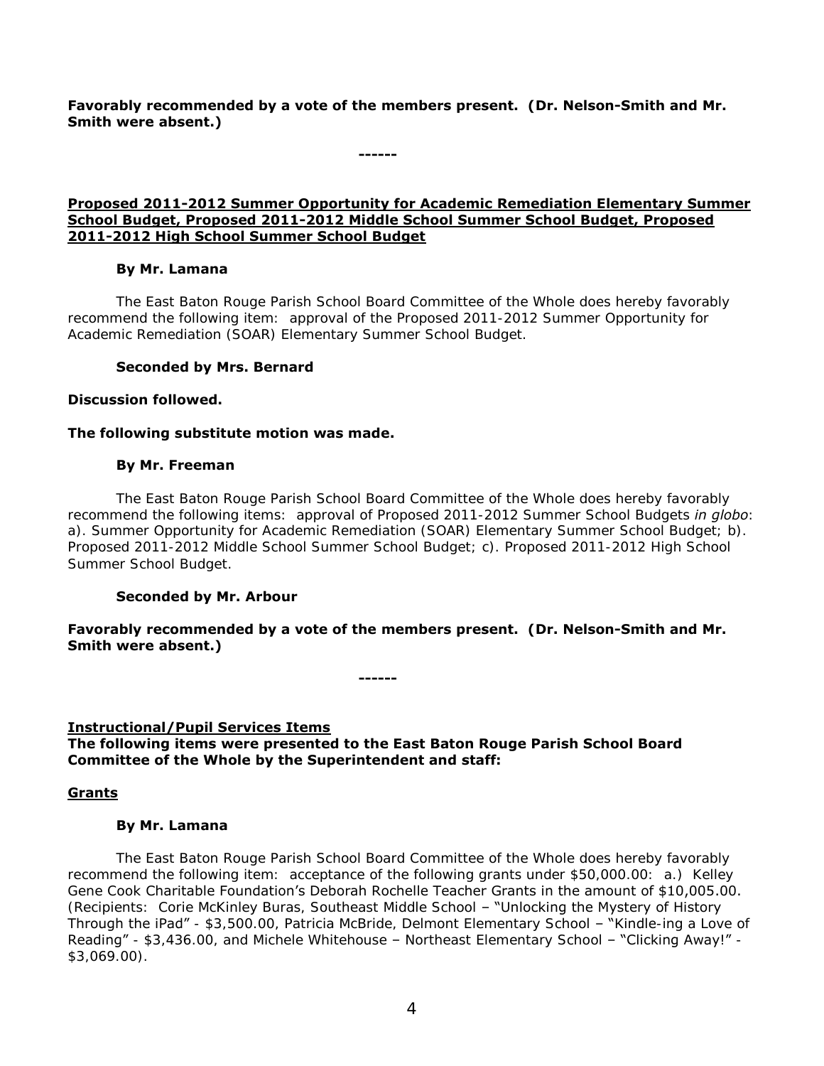**Favorably recommended by a vote of the members present. (Dr. Nelson-Smith and Mr. Smith were absent.)**

**------**

**Proposed 2011-2012 Summer Opportunity for Academic Remediation Elementary Summer School Budget, Proposed 2011-2012 Middle School Summer School Budget, Proposed 2011-2012 High School Summer School Budget**

**By Mr. Lamana**

The East Baton Rouge Parish School Board Committee of the Whole does hereby favorably recommend the following item: approval of the Proposed 2011-2012 Summer Opportunity for Academic Remediation (SOAR) Elementary Summer School Budget.

**Seconded by Mrs. Bernard**

**Discussion followed.**

**The following substitute motion was made.**

**By Mr. Freeman**

The East Baton Rouge Parish School Board Committee of the Whole does hereby favorably recommend the following items: approval of Proposed 2011-2012 Summer School Budgets *in globo*: a). Summer Opportunity for Academic Remediation (SOAR) Elementary Summer School Budget; b). Proposed 2011-2012 Middle School Summer School Budget; c). Proposed 2011-2012 High School Summer School Budget.

**Seconded by Mr. Arbour**

**Favorably recommended by a vote of the members present. (Dr. Nelson-Smith and Mr. Smith were absent.)**

**------**

**Instructional/Pupil Services Items**

**The following items were presented to the East Baton Rouge Parish School Board Committee of the Whole by the Superintendent and staff:**

**Grants**

**By Mr. Lamana**

The East Baton Rouge Parish School Board Committee of the Whole does hereby favorably recommend the following item: acceptance of the following grants under $50,000.00: a.) Kelley Gene Cook Charitable Foundation's Deborah Rochelle Teacher Grants in the amount of $10,005.00. (Recipients: Corie McKinley Buras, Southeast Middle School – "Unlocking the Mystery of History Through the iPad" - $3,500.00, Patricia McBride, Delmont Elementary School – "Kindle-ing a Love of Reading" - $3,436.00, and Michele Whitehouse – Northeast Elementary School – "Clicking Away!" - $3,069.00).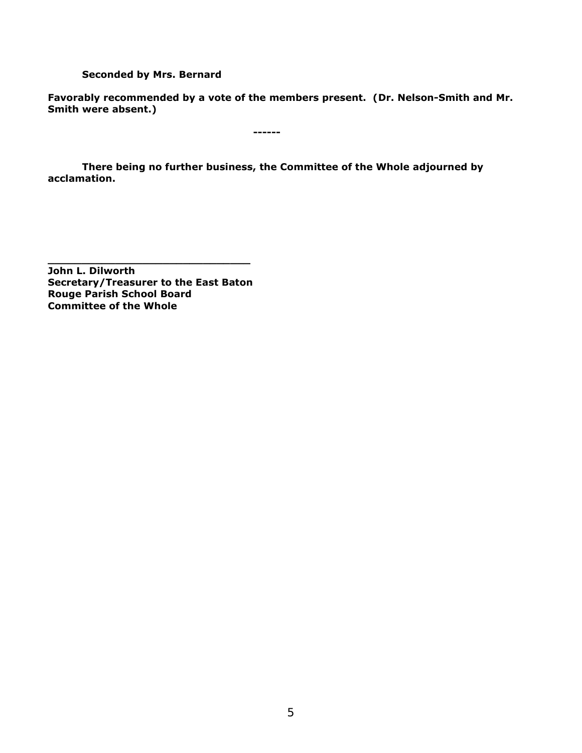**Seconded by Mrs. Bernard**

**Favorably recommended by a vote of the members present. (Dr. Nelson-Smith and Mr. Smith were absent.)**

**------**

**There being no further business, the Committee of the Whole adjourned by acclamation.**

**______________________________**
**John L. Dilworth**
**Secretary/Treasurer to the East Baton Rouge Parish School Board**
**Committee of the Whole**